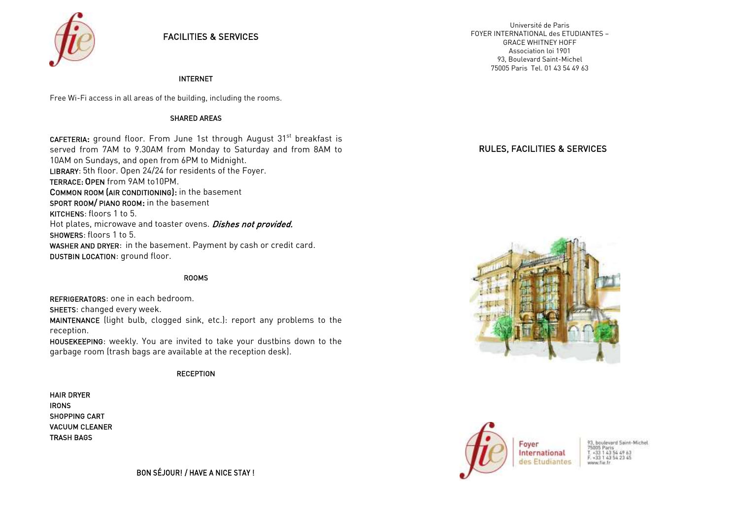## FACILITIES & SERVICES

### INTERNET

Free Wi-Fi access in all areas of the building, including the rooms.

### SHARED AREAS

**CAFETERIA:** ground floor. From June 1st through August 31st breakfast is served from 7AM to 9.30AM from Monday to Saturday and from 8AM to 10AM on Sundays, and open from 6PM to Midnight.

**LIBRARY**: 5th floor. Open 24/24 for residents of the Foyer.

**TERRACE: OPEN** from 9AM to10PM.

**COMMON ROOM (AIR CONDITIONING):** in the basement

**SPORT ROOM/ PIANO ROOM:** in the basement

**KITCHENS**: floors 1 to 5.

Hot plates, microwave and toaster ovens. ***Dishes not provided.***

**SHOWERS**: floors 1 to 5.

**WASHER AND DRYER**: in the basement. Payment by cash or credit card.

**DUSTBIN LOCATION**: ground floor.

### ROOMS

**REFRIGERATORS**: one in each bedroom.

**SHEETS**: changed every week.

**MAINTENANCE** (light bulb, clogged sink, etc.): report any problems to the reception.

**HOUSEKEEPING**: weekly. You are invited to take your dustbins down to the garbage room (trash bags are available at the reception desk).

### RECEPTION

**HAIR DRYER**
**IRONS**
**SHOPPING CART**
**VACUUM CLEANER**
**TRASH BAGS**

BON SÉJOUR! / HAVE A NICE STAY !

Université de Paris
FOYER INTERNATIONAL des ETUDIANTES – GRACE WHITNEY HOFF
Association loi 1901
93, Boulevard Saint-Michel
75005 Paris Tel. 01 43 54 49 63

# RULES, FACILITIES & SERVICES

Foyer International des Etudiantes

93, boulevard Saint-Michel
75005 Paris
T. +33 1 43 54 49 63
F. +33 1 43 54 23 45
www.fie.fr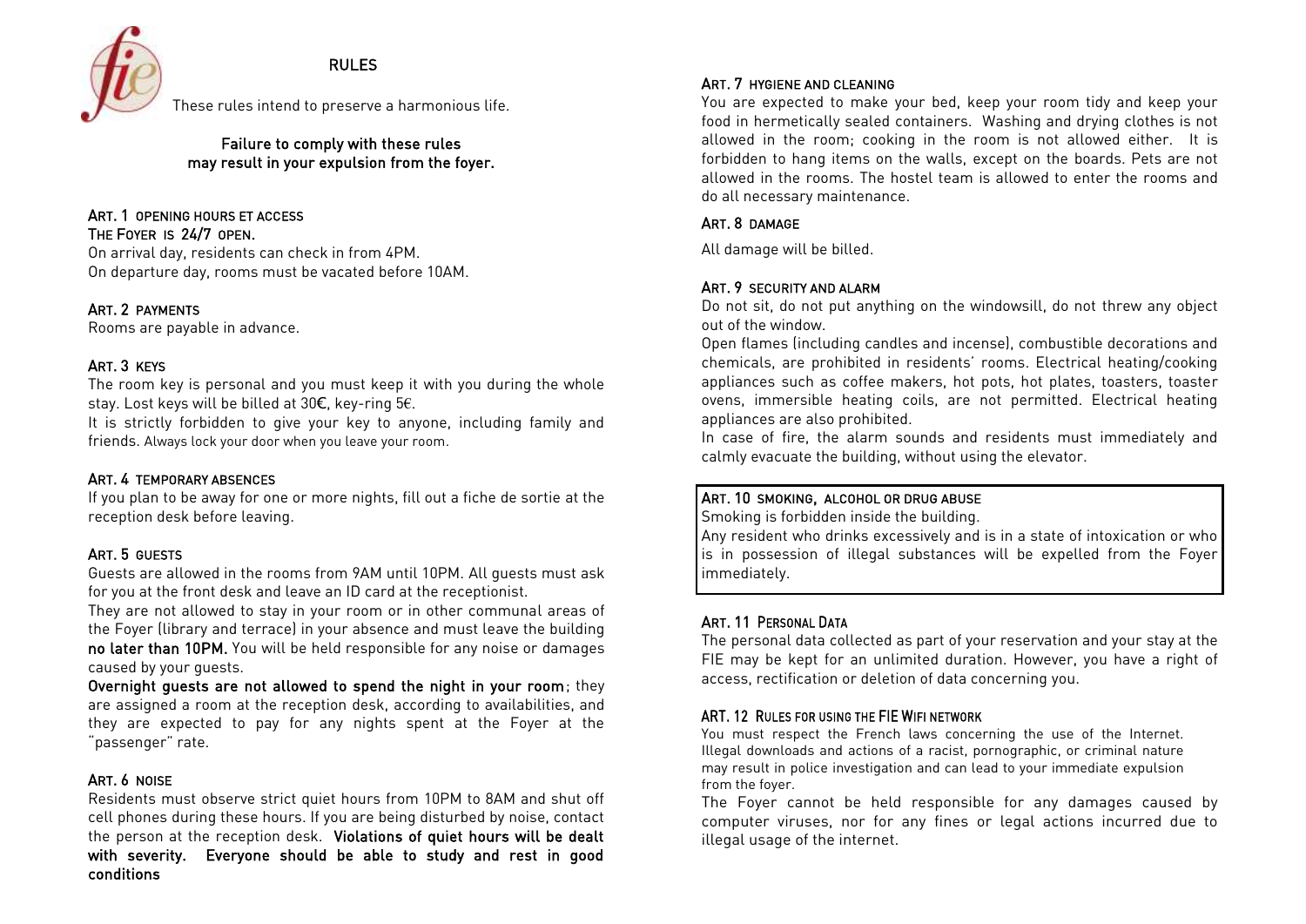# RULES

These rules intend to preserve a harmonious life.

**Failure to comply with these rules may result in your expulsion from the foyer.**

## ART. 1 OPENING HOURS ET ACCESS

**THE FOYER IS 24/7 OPEN.**

On arrival day, residents can check in from 4PM.
On departure day, rooms must be vacated before 10AM.

## ART. 2 PAYMENTS

Rooms are payable in advance.

## ART. 3 KEYS

The room key is personal and you must keep it with you during the whole stay. Lost keys will be billed at 30€, key-ring 5€.

It is strictly forbidden to give your key to anyone, including family and friends. Always lock your door when you leave your room.

## ART. 4 TEMPORARY ABSENCES

If you plan to be away for one or more nights, fill out a fiche de sortie at the reception desk before leaving.

## ART. 5 GUESTS

Guests are allowed in the rooms from 9AM until 10PM. All guests must ask for you at the front desk and leave an ID card at the receptionist.

They are not allowed to stay in your room or in other communal areas of the Foyer (library and terrace) in your absence and must leave the building **no later than 10PM.** You will be held responsible for any noise or damages caused by your guests.

**Overnight guests are not allowed to spend the night in your room**; they are assigned a room at the reception desk, according to availabilities, and they are expected to pay for any nights spent at the Foyer at the "passenger" rate.

## ART. 6 NOISE

Residents must observe strict quiet hours from 10PM to 8AM and shut off cell phones during these hours. If you are being disturbed by noise, contact the person at the reception desk. **Violations of quiet hours will be dealt with severity. Everyone should be able to study and rest in good conditions**

## ART. 7 HYGIENE AND CLEANING

You are expected to make your bed, keep your room tidy and keep your food in hermetically sealed containers. Washing and drying clothes is not allowed in the room; cooking in the room is not allowed either. It is forbidden to hang items on the walls, except on the boards. Pets are not allowed in the rooms. The hostel team is allowed to enter the rooms and do all necessary maintenance.

## ART. 8 DAMAGE

All damage will be billed.

## ART. 9 SECURITY AND ALARM

Do not sit, do not put anything on the windowsill, do not threw any object out of the window.

Open flames (including candles and incense), combustible decorations and chemicals, are prohibited in residents' rooms. Electrical heating/cooking appliances such as coffee makers, hot pots, hot plates, toasters, toaster ovens, immersible heating coils, are not permitted. Electrical heating appliances are also prohibited.

In case of fire, the alarm sounds and residents must immediately and calmly evacuate the building, without using the elevator.

## ART. 10 SMOKING, ALCOHOL OR DRUG ABUSE

Smoking is forbidden inside the building.

Any resident who drinks excessively and is in a state of intoxication or who is in possession of illegal substances will be expelled from the Foyer immediately.

## ART. 11 PERSONAL DATA

The personal data collected as part of your reservation and your stay at the FIE may be kept for an unlimited duration. However, you have a right of access, rectification or deletion of data concerning you.

## ART. 12 RULES FOR USING THE FIE WIFI NETWORK

You must respect the French laws concerning the use of the Internet. Illegal downloads and actions of a racist, pornographic, or criminal nature may result in police investigation and can lead to your immediate expulsion from the foyer.

The Foyer cannot be held responsible for any damages caused by computer viruses, nor for any fines or legal actions incurred due to illegal usage of the internet.